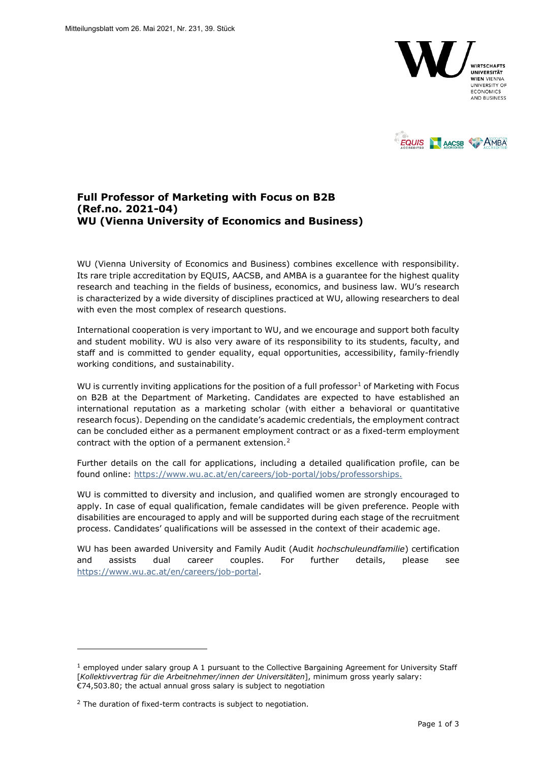## Full Professor of Marketing with Focus on B2B (Ref.no. 2021-04) WU (Vienna University of Economics and Business)

WU (Vienna University of Economics and Business) combines excellence with responsibility. Its rare triple accreditation by EQUIS, AACSB, and AMBA is a guarantee for the highest quality research and teaching in the fields of business, economics, and business law. WU's research is characterized by a wide diversity of disciplines practiced at WU, allowing researchers to deal with even the most complex of research questions.

International cooperation is very important to WU, and we encourage and support both faculty and student mobility. WU is also very aware of its responsibility to its students, faculty, and staff and is committed to gender equality, equal opportunities, accessibility, family-friendly working conditions, and sustainability.

WU is currently inviting applications for the position of a full professor[1] of Marketing with Focus on B2B at the Department of Marketing. Candidates are expected to have established an international reputation as a marketing scholar (with either a behavioral or quantitative research focus). Depending on the candidate's academic credentials, the employment contract can be concluded either as a permanent employment contract or as a fixed-term employment contract with the option of a permanent extension.[2]

Further details on the call for applications, including a detailed qualification profile, can be found online: https://www.wu.ac.at/en/careers/job-portal/jobs/professorships.

WU is committed to diversity and inclusion, and qualified women are strongly encouraged to apply. In case of equal qualification, female candidates will be given preference. People with disabilities are encouraged to apply and will be supported during each stage of the recruitment process. Candidates' qualifications will be assessed in the context of their academic age.

WU has been awarded University and Family Audit (Audit *hochschuleundfamilie*) certification and assists dual career couples. For further details, please see https://www.wu.ac.at/en/careers/job-portal.

---

[1] employed under salary group A 1 pursuant to the Collective Bargaining Agreement for University Staff [*Kollektivvertrag für die Arbeitnehmer/innen der Universitäten*], minimum gross yearly salary: €74,503.80; the actual annual gross salary is subject to negotiation

[2] The duration of fixed-term contracts is subject to negotiation.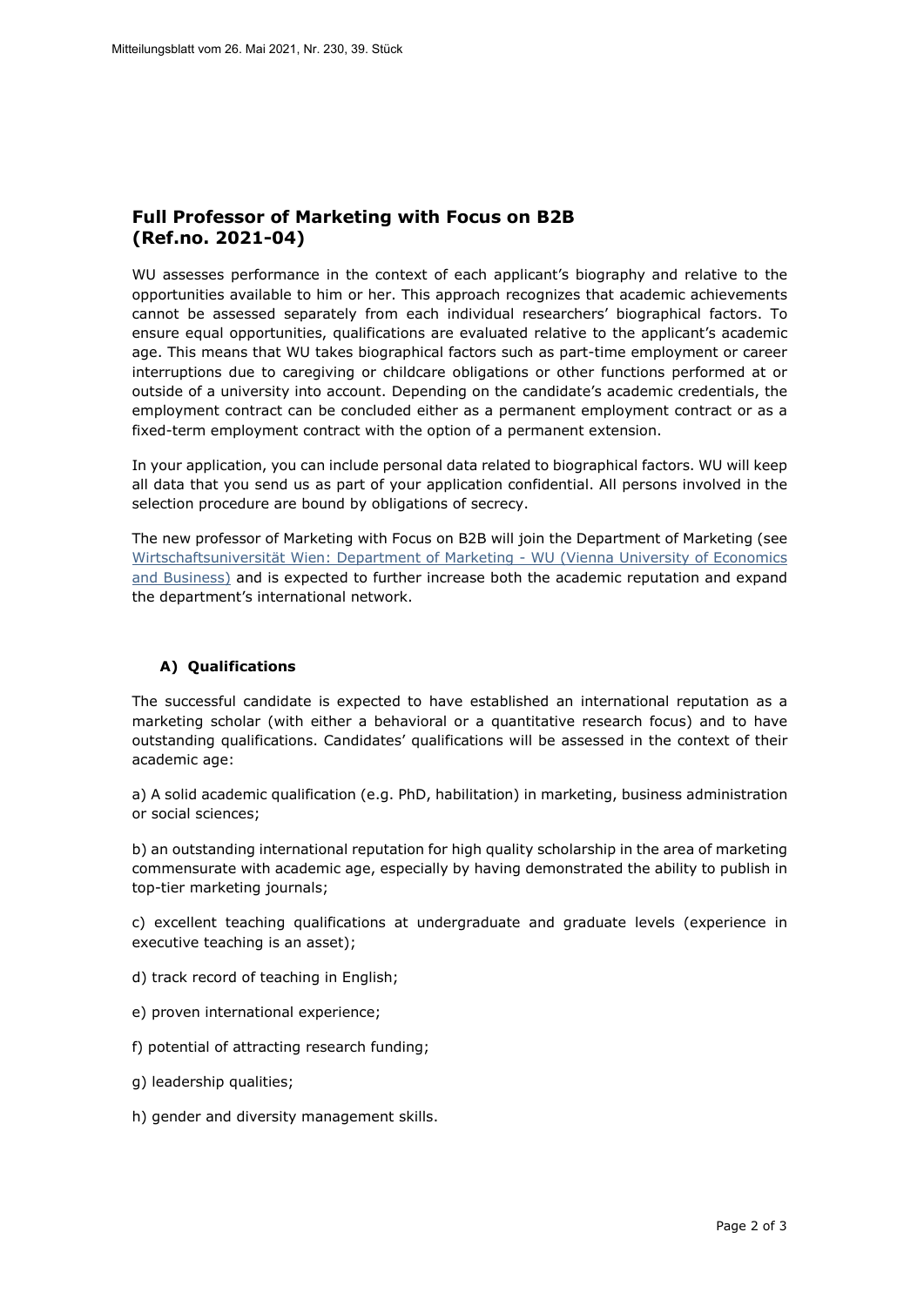## Full Professor of Marketing with Focus on B2B (Ref.no. 2021-04)

WU assesses performance in the context of each applicant's biography and relative to the opportunities available to him or her. This approach recognizes that academic achievements cannot be assessed separately from each individual researchers' biographical factors. To ensure equal opportunities, qualifications are evaluated relative to the applicant's academic age. This means that WU takes biographical factors such as part-time employment or career interruptions due to caregiving or childcare obligations or other functions performed at or outside of a university into account. Depending on the candidate's academic credentials, the employment contract can be concluded either as a permanent employment contract or as a fixed-term employment contract with the option of a permanent extension.

In your application, you can include personal data related to biographical factors. WU will keep all data that you send us as part of your application confidential. All persons involved in the selection procedure are bound by obligations of secrecy.

The new professor of Marketing with Focus on B2B will join the Department of Marketing (see Wirtschaftsuniversität Wien: Department of Marketing - WU (Vienna University of Economics and Business)) and is expected to further increase both the academic reputation and expand the department's international network.

### A) Qualifications

The successful candidate is expected to have established an international reputation as a marketing scholar (with either a behavioral or a quantitative research focus) and to have outstanding qualifications. Candidates' qualifications will be assessed in the context of their academic age:

a) A solid academic qualification (e.g. PhD, habilitation) in marketing, business administration or social sciences;

b) an outstanding international reputation for high quality scholarship in the area of marketing commensurate with academic age, especially by having demonstrated the ability to publish in top-tier marketing journals;

c) excellent teaching qualifications at undergraduate and graduate levels (experience in executive teaching is an asset);

d) track record of teaching in English;

e) proven international experience;

f) potential of attracting research funding;

g) leadership qualities;

h) gender and diversity management skills.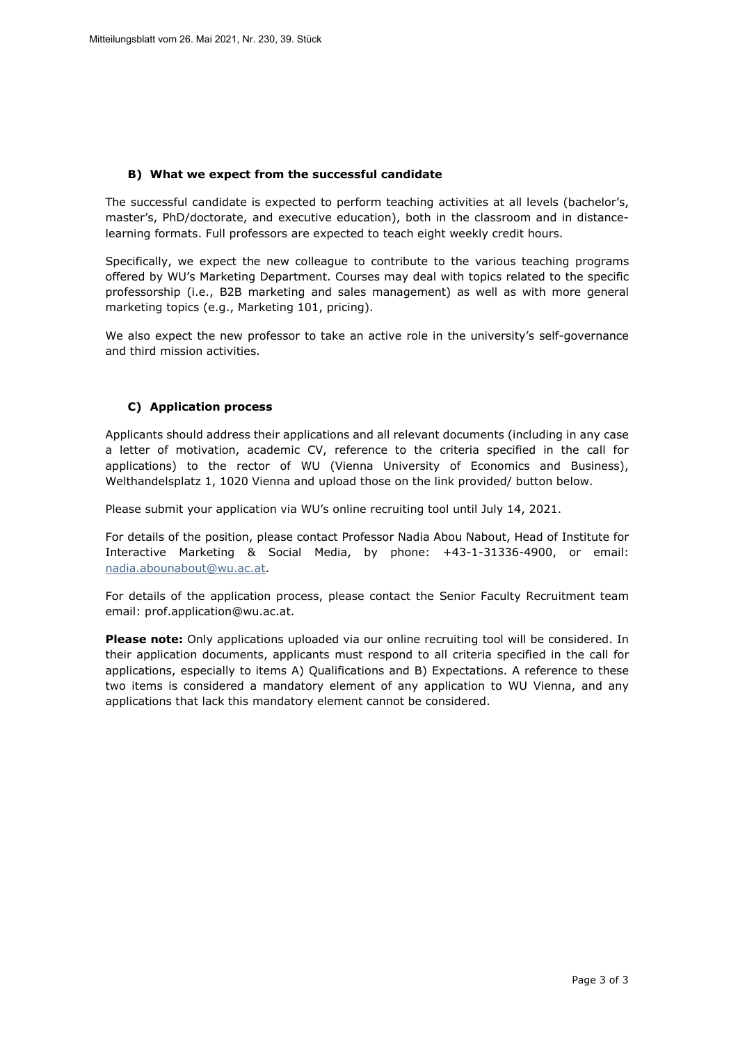### B) What we expect from the successful candidate

The successful candidate is expected to perform teaching activities at all levels (bachelor's, master's, PhD/doctorate, and executive education), both in the classroom and in distance-learning formats. Full professors are expected to teach eight weekly credit hours.

Specifically, we expect the new colleague to contribute to the various teaching programs offered by WU's Marketing Department. Courses may deal with topics related to the specific professorship (i.e., B2B marketing and sales management) as well as with more general marketing topics (e.g., Marketing 101, pricing).

We also expect the new professor to take an active role in the university's self-governance and third mission activities.

### C) Application process

Applicants should address their applications and all relevant documents (including in any case a letter of motivation, academic CV, reference to the criteria specified in the call for applications) to the rector of WU (Vienna University of Economics and Business), Welthandelsplatz 1, 1020 Vienna and upload those on the link provided/ button below.

Please submit your application via WU's online recruiting tool until July 14, 2021.

For details of the position, please contact Professor Nadia Abou Nabout, Head of Institute for Interactive Marketing & Social Media, by phone: +43-1-31336-4900, or email: nadia.abounabout@wu.ac.at.

For details of the application process, please contact the Senior Faculty Recruitment team email: prof.application@wu.ac.at.

**Please note:** Only applications uploaded via our online recruiting tool will be considered. In their application documents, applicants must respond to all criteria specified in the call for applications, especially to items A) Qualifications and B) Expectations. A reference to these two items is considered a mandatory element of any application to WU Vienna, and any applications that lack this mandatory element cannot be considered.